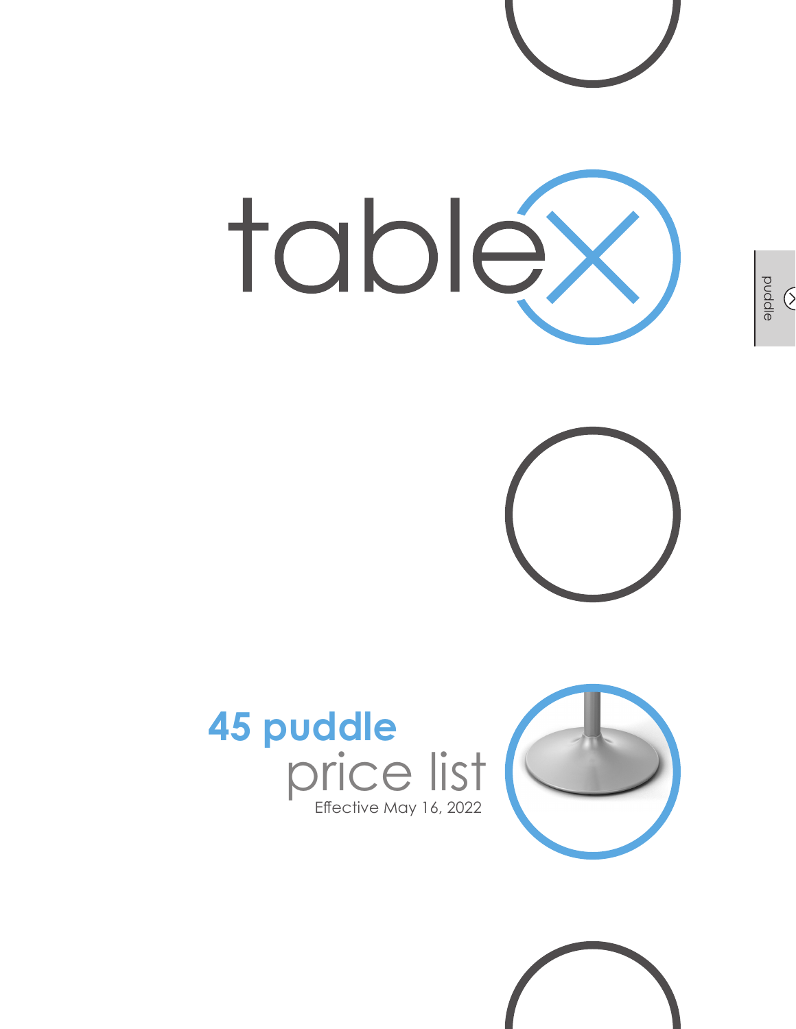# tableX

## 45 puddle

price list

Effective May 16, 2022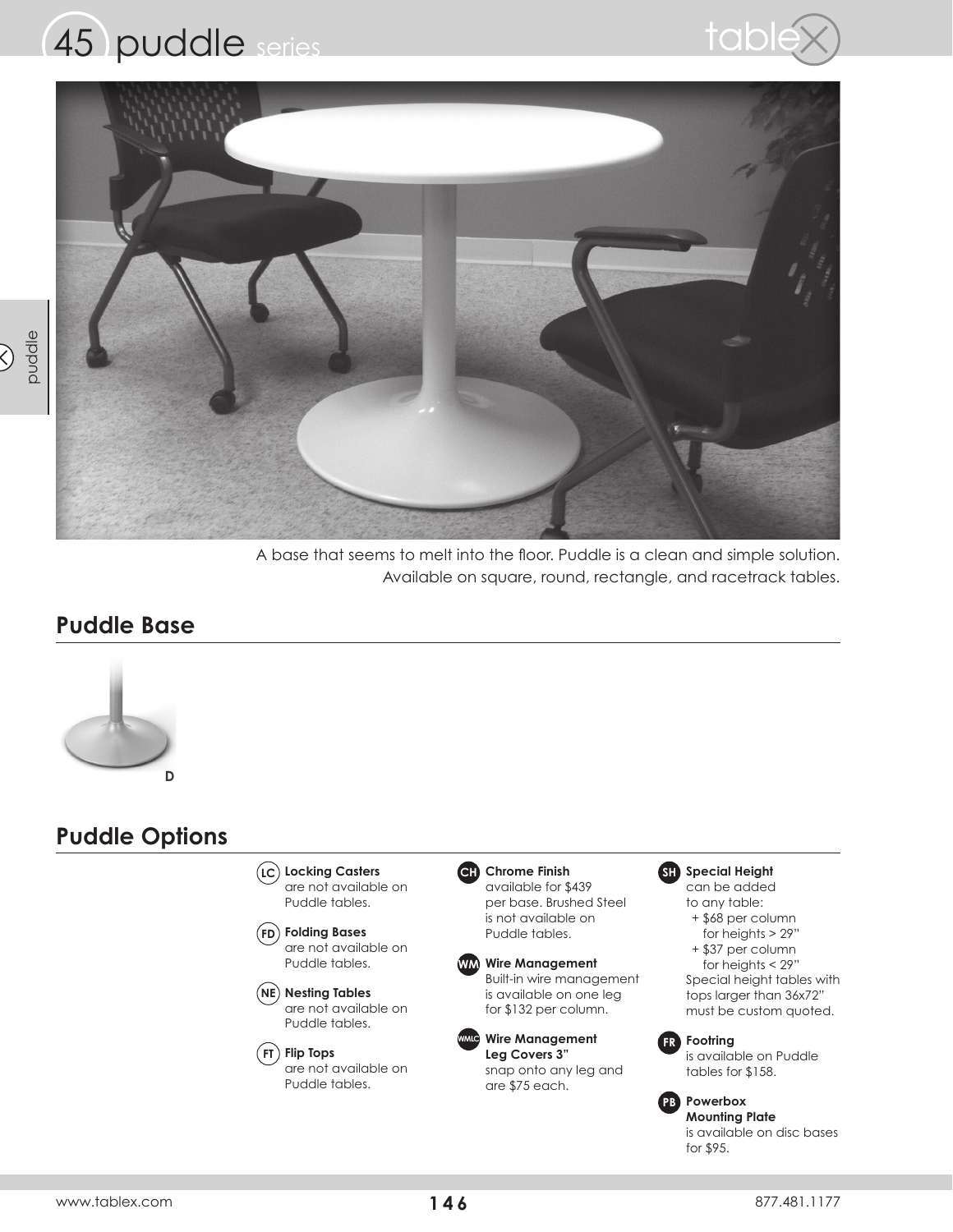# 45 puddle series

A base that seems to melt into the floor. Puddle is a clean and simple solution. Available on square, round, rectangle, and racetrack tables.

## Puddle Base

D

## Puddle Options

**LC Locking Casters** are not available on Puddle tables.

**FD Folding Bases** are not available on Puddle tables.

**NE Nesting Tables** are not available on Puddle tables.

**FT Flip Tops** are not available on Puddle tables.

**CH Chrome Finish** available for $439 per base. Brushed Steel is not available on Puddle tables.

**WM Wire Management** Built-in wire management is available on one leg for $132 per column.

**WMLC Wire Management Leg Covers 3”** snap onto any leg and are $75 each.

**SH Special Height** can be added to any table:
- + $68 per column for heights > 29”
- + $37 per column for heights < 29”

Special height tables with tops larger than 36x72” must be custom quoted.

**FR Footring** is available on Puddle tables for $158.

**PB Powerbox Mounting Plate** is available on disc bases for $95.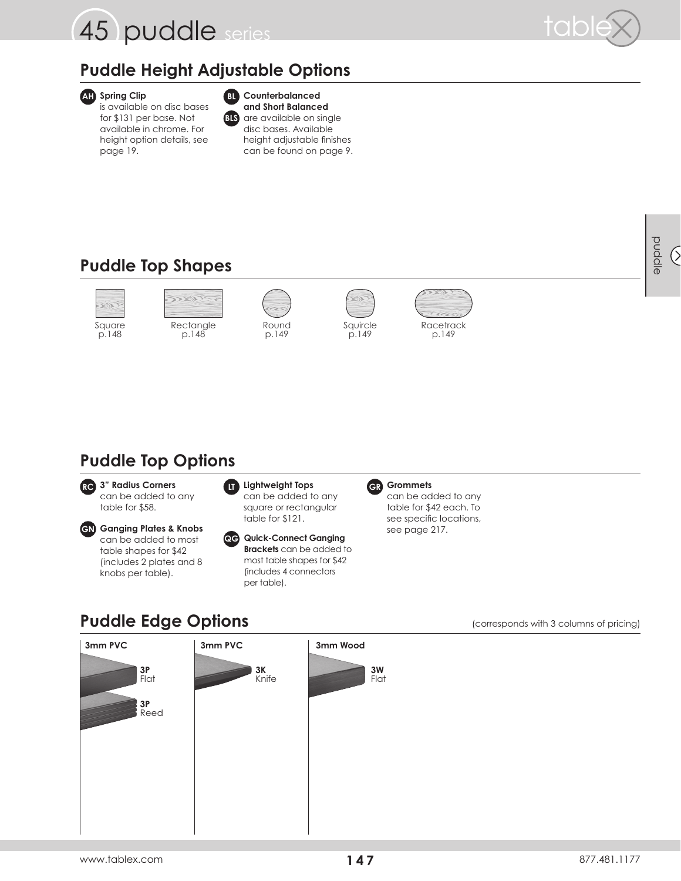## Puddle Height Adjustable Options

**AH** **Spring Clip** is available on disc bases for $131 per base. Not available in chrome. For height option details, see page 19.

**BL** **Counterbalanced and Short Balanced**
**BLS** are available on single disc bases. Available height adjustable finishes can be found on page 9.

## Puddle Top Shapes

| Square | Rectangle | Round | Squircle | Racetrack |
| --- | --- | --- | --- | --- |
| p.148 | p.148 | p.149 | p.149 | p.149 |

## Puddle Top Options

**RC** **3" Radius Corners** can be added to any table for $58.

**GN** **Ganging Plates & Knobs** can be added to most table shapes for $42 (includes 2 plates and 8 knobs per table).

**LT** **Lightweight Tops** can be added to any square or rectangular table for $121.

**QG** **Quick-Connect Ganging Brackets** can be added to most table shapes for $42 (includes 4 connectors per table).

**GR** **Grommets** can be added to any table for $42 each. To see specific locations, see page 217.

## Puddle Edge Options

(corresponds with 3 columns of pricing)

| 3mm PVC | 3mm PVC | 3mm Wood |
| --- | --- | --- |
| **3P** Flat | **3K** Knife | **3W** Flat |
| **3P** Reed | | |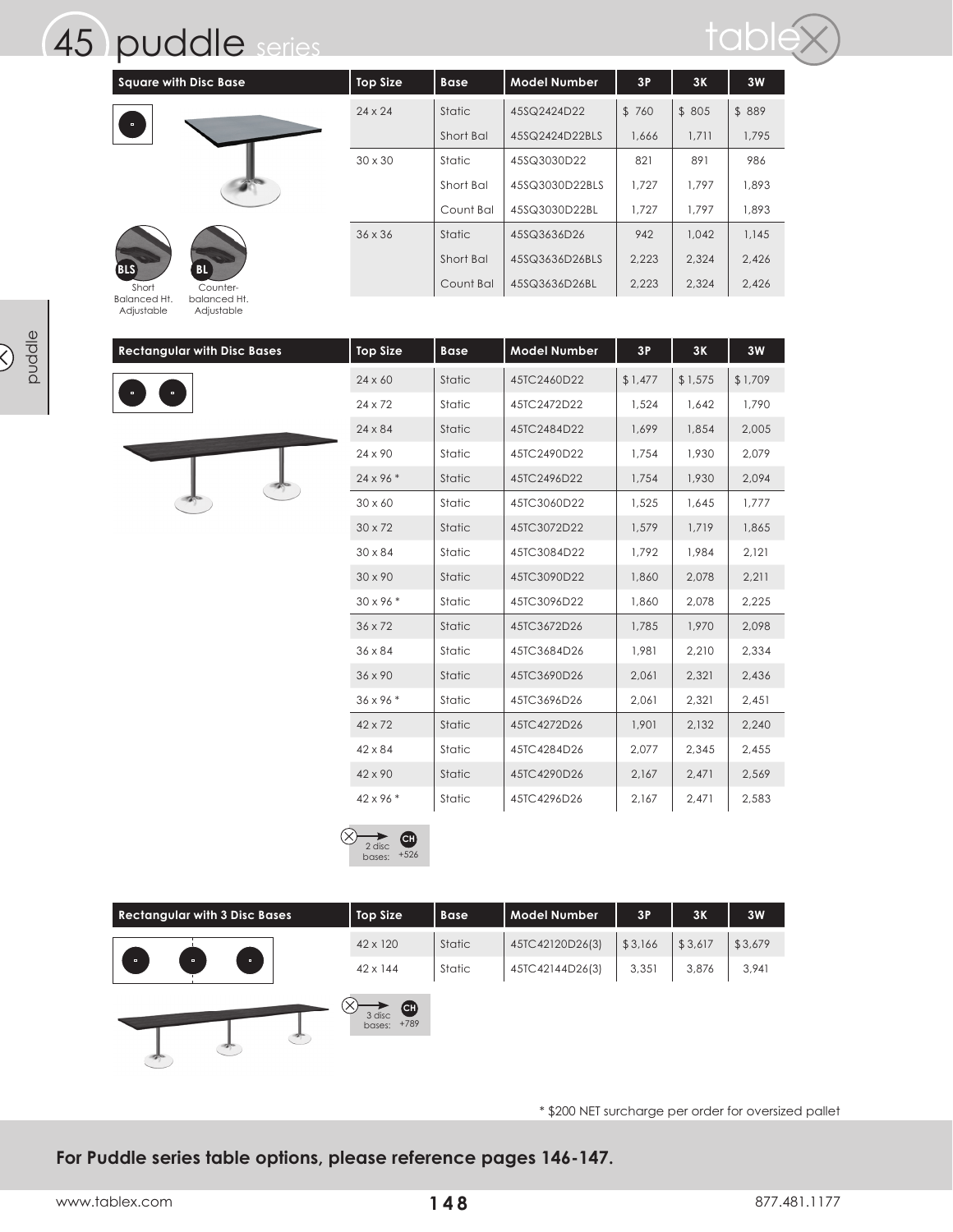# 45 puddle series

| Square with Disc Base | Top Size | Base | Model Number | 3P | 3K | 3W |
|---|---|---|---|---|---|---|
| | 24 x 24 | Static | 45SQ2424D22 | $ 760 | $ 805 | $ 889 |
| | | Short Bal | 45SQ2424D22BLS | 1,666 | 1,711 | 1,795 |
| | 30 x 30 | Static | 45SQ3030D22 | 821 | 891 | 986 |
| | | Short Bal | 45SQ3030D22BLS | 1,727 | 1,797 | 1,893 |
| | | Count Bal | 45SQ3030D22BL | 1,727 | 1,797 | 1,893 |
| | 36 x 36 | Static | 45SQ3636D26 | 942 | 1,042 | 1,145 |
| | | Short Bal | 45SQ3636D26BLS | 2,223 | 2,324 | 2,426 |
| | | Count Bal | 45SQ3636D26BL | 2,223 | 2,324 | 2,426 |

BLS Short Balanced Ht. Adjustable

BL Counter-balanced Ht. Adjustable

| Rectangular with Disc Bases | Top Size | Base | Model Number | 3P | 3K | 3W |
|---|---|---|---|---|---|---|
| | 24 x 60 | Static | 45TC2460D22 | $ 1,477 | $ 1,575 | $ 1,709 |
| | 24 x 72 | Static | 45TC2472D22 | 1,524 | 1,642 | 1,790 |
| | 24 x 84 | Static | 45TC2484D22 | 1,699 | 1,854 | 2,005 |
| | 24 x 90 | Static | 45TC2490D22 | 1,754 | 1,930 | 2,079 |
| | 24 x 96 * | Static | 45TC2496D22 | 1,754 | 1,930 | 2,094 |
| | 30 x 60 | Static | 45TC3060D22 | 1,525 | 1,645 | 1,777 |
| | 30 x 72 | Static | 45TC3072D22 | 1,579 | 1,719 | 1,865 |
| | 30 x 84 | Static | 45TC3084D22 | 1,792 | 1,984 | 2,121 |
| | 30 x 90 | Static | 45TC3090D22 | 1,860 | 2,078 | 2,211 |
| | 30 x 96 * | Static | 45TC3096D22 | 1,860 | 2,078 | 2,225 |
| | 36 x 72 | Static | 45TC3672D26 | 1,785 | 1,970 | 2,098 |
| | 36 x 84 | Static | 45TC3684D26 | 1,981 | 2,210 | 2,334 |
| | 36 x 90 | Static | 45TC3690D26 | 2,061 | 2,321 | 2,436 |
| | 36 x 96 * | Static | 45TC3696D26 | 2,061 | 2,321 | 2,451 |
| | 42 x 72 | Static | 45TC4272D26 | 1,901 | 2,132 | 2,240 |
| | 42 x 84 | Static | 45TC4284D26 | 2,077 | 2,345 | 2,455 |
| | 42 x 90 | Static | 45TC4290D26 | 2,167 | 2,471 | 2,569 |
| | 42 x 96 * | Static | 45TC4296D26 | 2,167 | 2,471 | 2,583 |

2 disc bases: CH +526

| Rectangular with 3 Disc Bases | Top Size | Base | Model Number | 3P | 3K | 3W |
|---|---|---|---|---|---|---|
| | 42 x 120 | Static | 45TC42120D26(3) | $ 3,166 | $ 3,617 | $ 3,679 |
| | 42 x 144 | Static | 45TC42144D26(3) | 3,351 | 3,876 | 3,941 |

3 disc bases: CH +789

* $200 NET surcharge per order for oversized pallet

**For Puddle series table options, please reference pages 146-147.**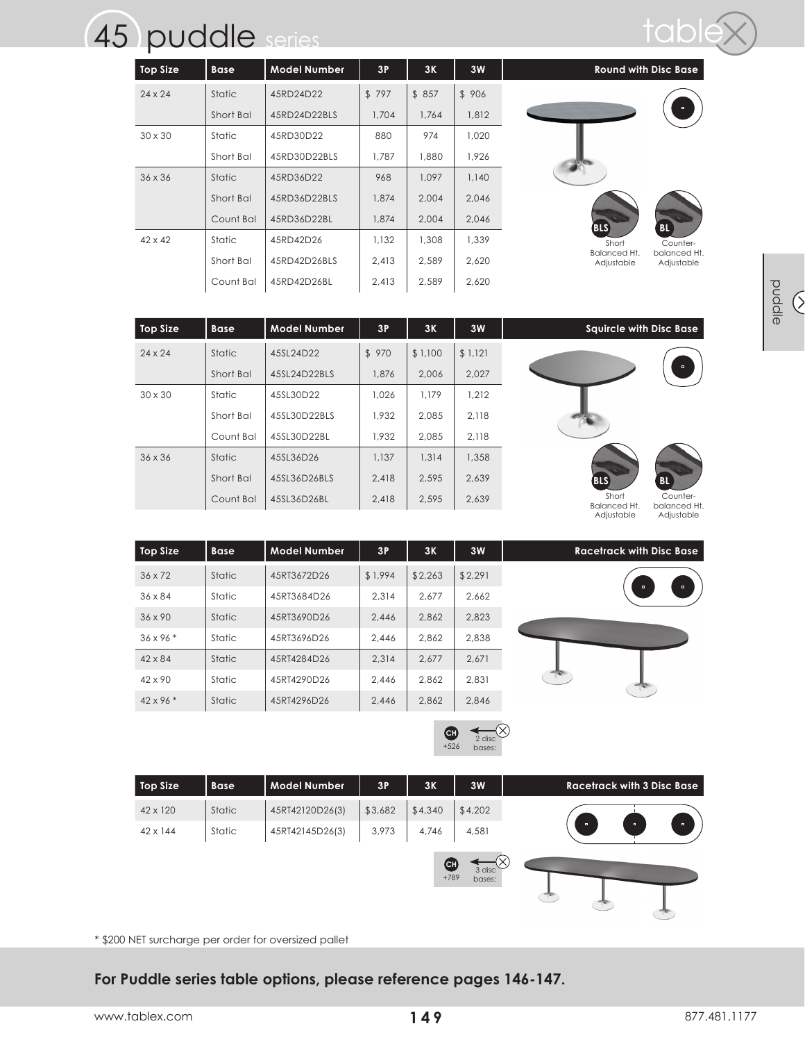# 45 puddle series

| Top Size | Base | Model Number | 3P | 3K | 3W | Round with Disc Base |
|---|---|---|---|---|---|---|
| 24 x 24 | Static | 45RD24D22 | $ 797 | $ 857 | $ 906 | |
| | Short Bal | 45RD24D22BLS | 1,704 | 1,764 | 1,812 | |
| 30 x 30 | Static | 45RD30D22 | 880 | 974 | 1,020 | |
| | Short Bal | 45RD30D22BLS | 1,787 | 1,880 | 1,926 | |
| 36 x 36 | Static | 45RD36D22 | 968 | 1,097 | 1,140 | |
| | Short Bal | 45RD36D22BLS | 1,874 | 2,004 | 2,046 | |
| | Count Bal | 45RD36D22BL | 1,874 | 2,004 | 2,046 | |
| 42 x 42 | Static | 45RD42D26 | 1,132 | 1,308 | 1,339 | |
| | Short Bal | 45RD42D26BLS | 2,413 | 2,589 | 2,620 | |
| | Count Bal | 45RD42D26BL | 2,413 | 2,589 | 2,620 | |

BLS Short Balanced Ht. Adjustable

BL Counter-balanced Ht. Adjustable

| Top Size | Base | Model Number | 3P | 3K | 3W | Squircle with Disc Base |
|---|---|---|---|---|---|---|
| 24 x 24 | Static | 45SL24D22 | $ 970 | $ 1,100 | $ 1,121 | |
| | Short Bal | 45SL24D22BLS | 1,876 | 2,006 | 2,027 | |
| 30 x 30 | Static | 45SL30D22 | 1,026 | 1,179 | 1,212 | |
| | Short Bal | 45SL30D22BLS | 1,932 | 2,085 | 2,118 | |
| | Count Bal | 45SL30D22BL | 1,932 | 2,085 | 2,118 | |
| 36 x 36 | Static | 45SL36D26 | 1,137 | 1,314 | 1,358 | |
| | Short Bal | 45SL36D26BLS | 2,418 | 2,595 | 2,639 | |
| | Count Bal | 45SL36D26BL | 2,418 | 2,595 | 2,639 | |

BLS Short Balanced Ht. Adjustable

BL Counter-balanced Ht. Adjustable

| Top Size | Base | Model Number | 3P | 3K | 3W | Racetrack with Disc Base |
|---|---|---|---|---|---|---|
| 36 x 72 | Static | 45RT3672D26 | $ 1,994 | $ 2,263 | $ 2,291 | |
| 36 x 84 | Static | 45RT3684D26 | 2,314 | 2,677 | 2,662 | |
| 36 x 90 | Static | 45RT3690D26 | 2,446 | 2,862 | 2,823 | |
| 36 x 96 * | Static | 45RT3696D26 | 2,446 | 2,862 | 2,838 | |
| 42 x 84 | Static | 45RT4284D26 | 2,314 | 2,677 | 2,671 | |
| 42 x 90 | Static | 45RT4290D26 | 2,446 | 2,862 | 2,831 | |
| 42 x 96 * | Static | 45RT4296D26 | 2,446 | 2,862 | 2,846 | |

CH +526 — 2 disc bases:

| Top Size | Base | Model Number | 3P | 3K | 3W | Racetrack with 3 Disc Base |
|---|---|---|---|---|---|---|
| 42 x 120 | Static | 45RT42120D26(3) | $ 3,682 | $ 4,340 | $ 4,202 | |
| 42 x 144 | Static | 45RT42145D26(3) | 3,973 | 4,746 | 4,581 | |

CH +789 — 3 disc bases:

* $200 NET surcharge per order for oversized pallet

**For Puddle series table options, please reference pages 146-147.**